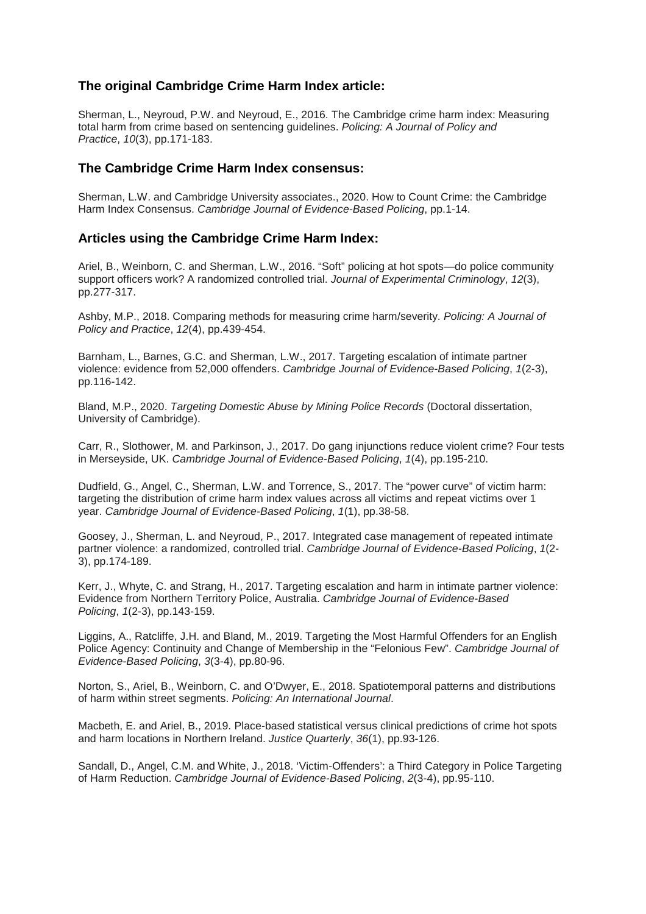## The original Cambridge Crime Harm Index article:

Sherman, L., Neyroud, P.W. and Neyroud, E., 2016. The Cambridge crime harm index: Measuring total harm from crime based on sentencing guidelines. *Policing: A Journal of Policy and Practice*, *10*(3), pp.171-183.

## The Cambridge Crime Harm Index consensus:

Sherman, L.W. and Cambridge University associates., 2020. How to Count Crime: the Cambridge Harm Index Consensus. *Cambridge Journal of Evidence-Based Policing*, pp.1-14.

## Articles using the Cambridge Crime Harm Index:

Ariel, B., Weinborn, C. and Sherman, L.W., 2016. "Soft" policing at hot spots—do police community support officers work? A randomized controlled trial. *Journal of Experimental Criminology*, *12*(3), pp.277-317.

Ashby, M.P., 2018. Comparing methods for measuring crime harm/severity. *Policing: A Journal of Policy and Practice*, *12*(4), pp.439-454.

Barnham, L., Barnes, G.C. and Sherman, L.W., 2017. Targeting escalation of intimate partner violence: evidence from 52,000 offenders. *Cambridge Journal of Evidence-Based Policing*, *1*(2-3), pp.116-142.

Bland, M.P., 2020. *Targeting Domestic Abuse by Mining Police Records* (Doctoral dissertation, University of Cambridge).

Carr, R., Slothower, M. and Parkinson, J., 2017. Do gang injunctions reduce violent crime? Four tests in Merseyside, UK. *Cambridge Journal of Evidence-Based Policing*, *1*(4), pp.195-210.

Dudfield, G., Angel, C., Sherman, L.W. and Torrence, S., 2017. The "power curve" of victim harm: targeting the distribution of crime harm index values across all victims and repeat victims over 1 year. *Cambridge Journal of Evidence-Based Policing*, *1*(1), pp.38-58.

Goosey, J., Sherman, L. and Neyroud, P., 2017. Integrated case management of repeated intimate partner violence: a randomized, controlled trial. *Cambridge Journal of Evidence-Based Policing*, *1*(2-3), pp.174-189.

Kerr, J., Whyte, C. and Strang, H., 2017. Targeting escalation and harm in intimate partner violence: Evidence from Northern Territory Police, Australia. *Cambridge Journal of Evidence-Based Policing*, *1*(2-3), pp.143-159.

Liggins, A., Ratcliffe, J.H. and Bland, M., 2019. Targeting the Most Harmful Offenders for an English Police Agency: Continuity and Change of Membership in the "Felonious Few". *Cambridge Journal of Evidence-Based Policing*, *3*(3-4), pp.80-96.

Norton, S., Ariel, B., Weinborn, C. and O'Dwyer, E., 2018. Spatiotemporal patterns and distributions of harm within street segments. *Policing: An International Journal*.

Macbeth, E. and Ariel, B., 2019. Place-based statistical versus clinical predictions of crime hot spots and harm locations in Northern Ireland. *Justice Quarterly*, *36*(1), pp.93-126.

Sandall, D., Angel, C.M. and White, J., 2018. 'Victim-Offenders': a Third Category in Police Targeting of Harm Reduction. *Cambridge Journal of Evidence-Based Policing*, *2*(3-4), pp.95-110.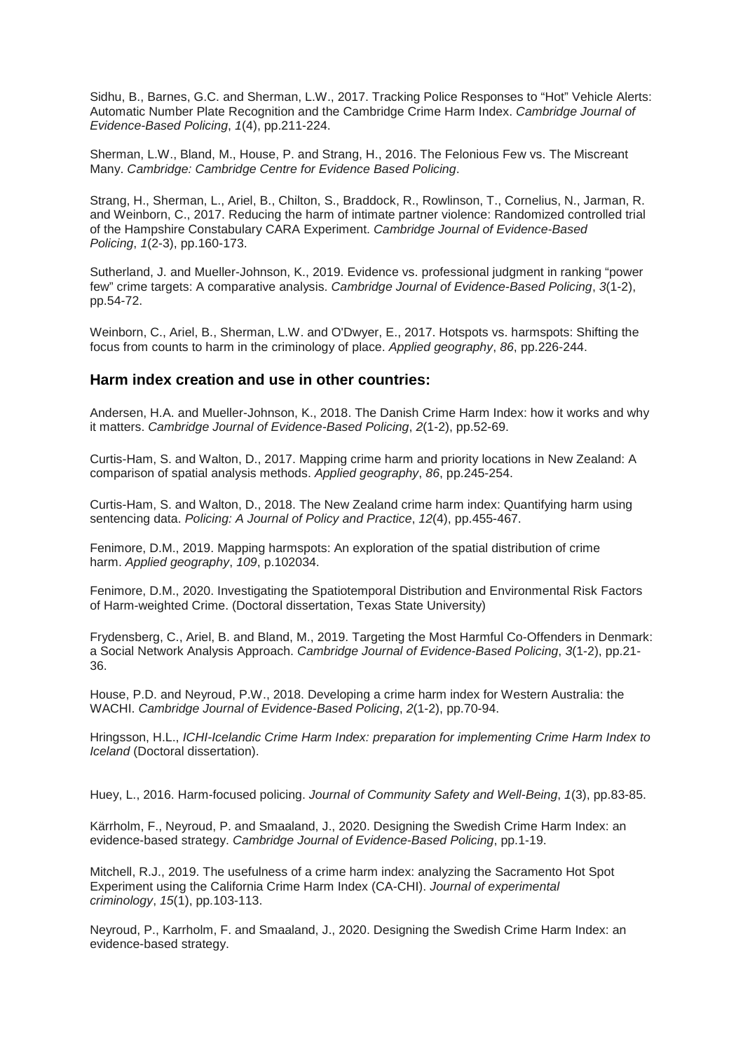Sidhu, B., Barnes, G.C. and Sherman, L.W., 2017. Tracking Police Responses to “Hot” Vehicle Alerts: Automatic Number Plate Recognition and the Cambridge Crime Harm Index. *Cambridge Journal of Evidence-Based Policing*, *1*(4), pp.211-224.

Sherman, L.W., Bland, M., House, P. and Strang, H., 2016. The Felonious Few vs. The Miscreant Many. *Cambridge: Cambridge Centre for Evidence Based Policing*.

Strang, H., Sherman, L., Ariel, B., Chilton, S., Braddock, R., Rowlinson, T., Cornelius, N., Jarman, R. and Weinborn, C., 2017. Reducing the harm of intimate partner violence: Randomized controlled trial of the Hampshire Constabulary CARA Experiment. *Cambridge Journal of Evidence-Based Policing*, *1*(2-3), pp.160-173.

Sutherland, J. and Mueller-Johnson, K., 2019. Evidence vs. professional judgment in ranking “power few” crime targets: A comparative analysis. *Cambridge Journal of Evidence-Based Policing*, *3*(1-2), pp.54-72.

Weinborn, C., Ariel, B., Sherman, L.W. and O'Dwyer, E., 2017. Hotspots vs. harmspots: Shifting the focus from counts to harm in the criminology of place. *Applied geography*, *86*, pp.226-244.

### Harm index creation and use in other countries:

Andersen, H.A. and Mueller-Johnson, K., 2018. The Danish Crime Harm Index: how it works and why it matters. *Cambridge Journal of Evidence-Based Policing*, *2*(1-2), pp.52-69.

Curtis-Ham, S. and Walton, D., 2017. Mapping crime harm and priority locations in New Zealand: A comparison of spatial analysis methods. *Applied geography*, *86*, pp.245-254.

Curtis-Ham, S. and Walton, D., 2018. The New Zealand crime harm index: Quantifying harm using sentencing data. *Policing: A Journal of Policy and Practice*, *12*(4), pp.455-467.

Fenimore, D.M., 2019. Mapping harmspots: An exploration of the spatial distribution of crime harm. *Applied geography*, *109*, p.102034.

Fenimore, D.M., 2020. Investigating the Spatiotemporal Distribution and Environmental Risk Factors of Harm-weighted Crime. (Doctoral dissertation, Texas State University)

Frydensberg, C., Ariel, B. and Bland, M., 2019. Targeting the Most Harmful Co-Offenders in Denmark: a Social Network Analysis Approach. *Cambridge Journal of Evidence-Based Policing*, *3*(1-2), pp.21-36.

House, P.D. and Neyroud, P.W., 2018. Developing a crime harm index for Western Australia: the WACHI. *Cambridge Journal of Evidence-Based Policing*, *2*(1-2), pp.70-94.

Hringsson, H.L., *ICHI-Icelandic Crime Harm Index: preparation for implementing Crime Harm Index to Iceland* (Doctoral dissertation).

Huey, L., 2016. Harm-focused policing. *Journal of Community Safety and Well-Being*, *1*(3), pp.83-85.

Kärrholm, F., Neyroud, P. and Smaaland, J., 2020. Designing the Swedish Crime Harm Index: an evidence-based strategy. *Cambridge Journal of Evidence-Based Policing*, pp.1-19.

Mitchell, R.J., 2019. The usefulness of a crime harm index: analyzing the Sacramento Hot Spot Experiment using the California Crime Harm Index (CA-CHI). *Journal of experimental criminology*, *15*(1), pp.103-113.

Neyroud, P., Karrholm, F. and Smaaland, J., 2020. Designing the Swedish Crime Harm Index: an evidence-based strategy.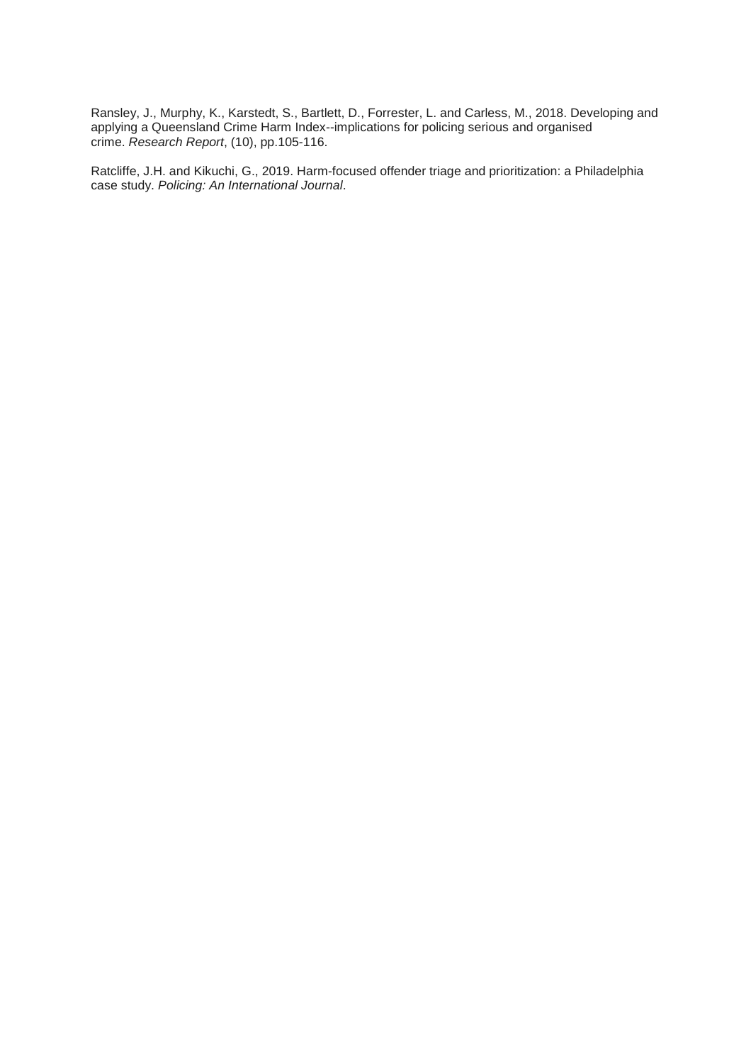Ransley, J., Murphy, K., Karstedt, S., Bartlett, D., Forrester, L. and Carless, M., 2018. Developing and applying a Queensland Crime Harm Index--implications for policing serious and organised crime. *Research Report*, (10), pp.105-116.

Ratcliffe, J.H. and Kikuchi, G., 2019. Harm-focused offender triage and prioritization: a Philadelphia case study. *Policing: An International Journal*.